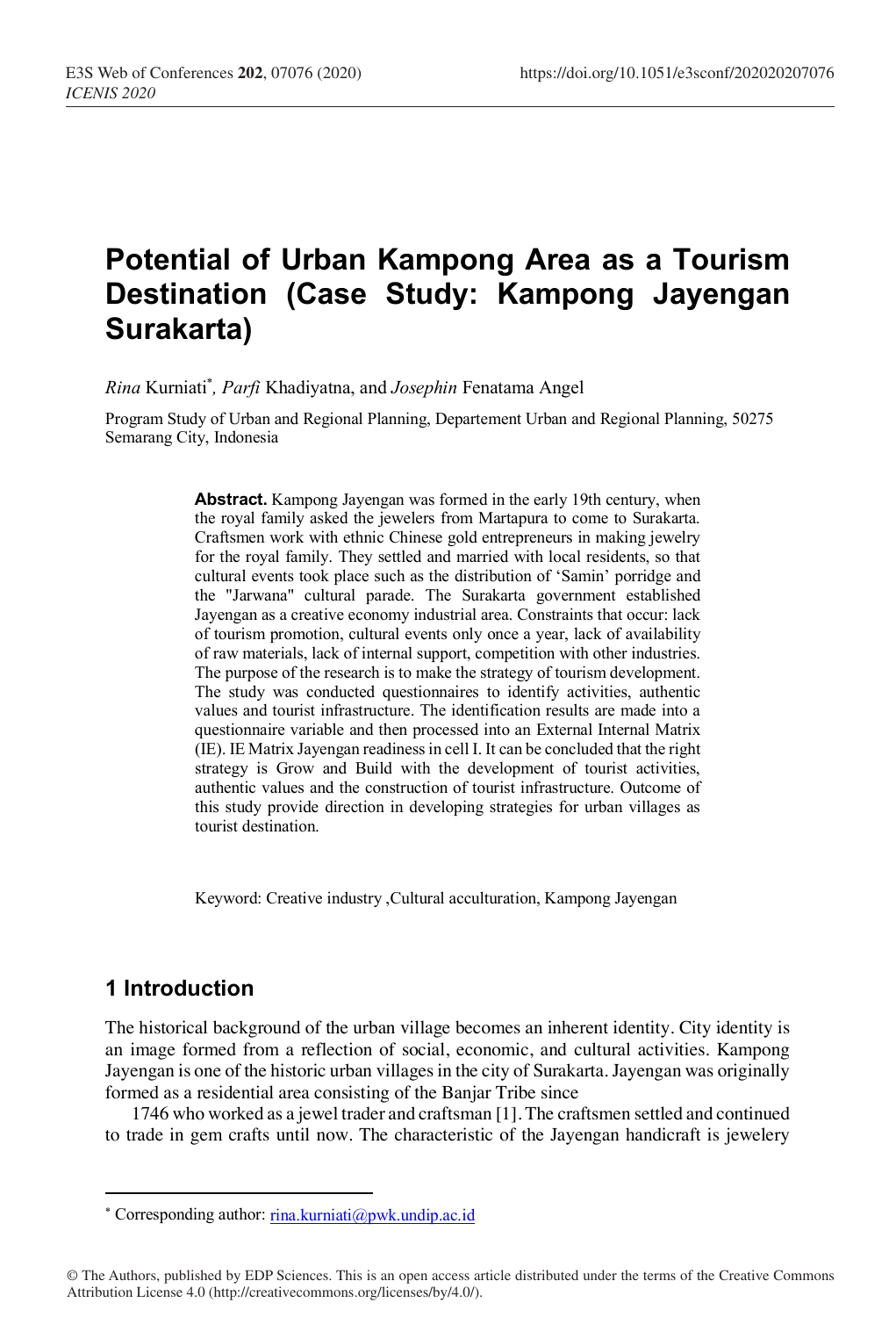# Potential of Urban Kampong Area as a Tourism Destination (Case Study: Kampong Jayengan Surakarta)

*Rina* Kurniati*, *Parfi* Khadiyatna, and *Josephin* Fenatama Angel

Program Study of Urban and Regional Planning, Departement Urban and Regional Planning, 50275 Semarang City, Indonesia

**Abstract.** Kampong Jayengan was formed in the early 19th century, when the royal family asked the jewelers from Martapura to come to Surakarta. Craftsmen work with ethnic Chinese gold entrepreneurs in making jewelry for the royal family. They settled and married with local residents, so that cultural events took place such as the distribution of 'Samin' porridge and the "Jarwana" cultural parade. The Surakarta government established Jayengan as a creative economy industrial area. Constraints that occur: lack of tourism promotion, cultural events only once a year, lack of availability of raw materials, lack of internal support, competition with other industries. The purpose of the research is to make the strategy of tourism development. The study was conducted questionnaires to identify activities, authentic values and tourist infrastructure. The identification results are made into a questionnaire variable and then processed into an External Internal Matrix (IE). IE Matrix Jayengan readiness in cell I. It can be concluded that the right strategy is Grow and Build with the development of tourist activities, authentic values and the construction of tourist infrastructure. Outcome of this study provide direction in developing strategies for urban villages as tourist destination.

Keyword: Creative industry ,Cultural acculturation, Kampong Jayengan

## 1 Introduction

The historical background of the urban village becomes an inherent identity. City identity is an image formed from a reflection of social, economic, and cultural activities. Kampong Jayengan is one of the historic urban villages in the city of Surakarta. Jayengan was originally formed as a residential area consisting of the Banjar Tribe since 1746 who worked as a jewel trader and craftsman [1]. The craftsmen settled and continued to trade in gem crafts until now. The characteristic of the Jayengan handicraft is jewelery

* Corresponding author: rina.kurniati@pwk.undip.ac.id

© The Authors, published by EDP Sciences. This is an open access article distributed under the terms of the Creative Commons Attribution License 4.0 (http://creativecommons.org/licenses/by/4.0/).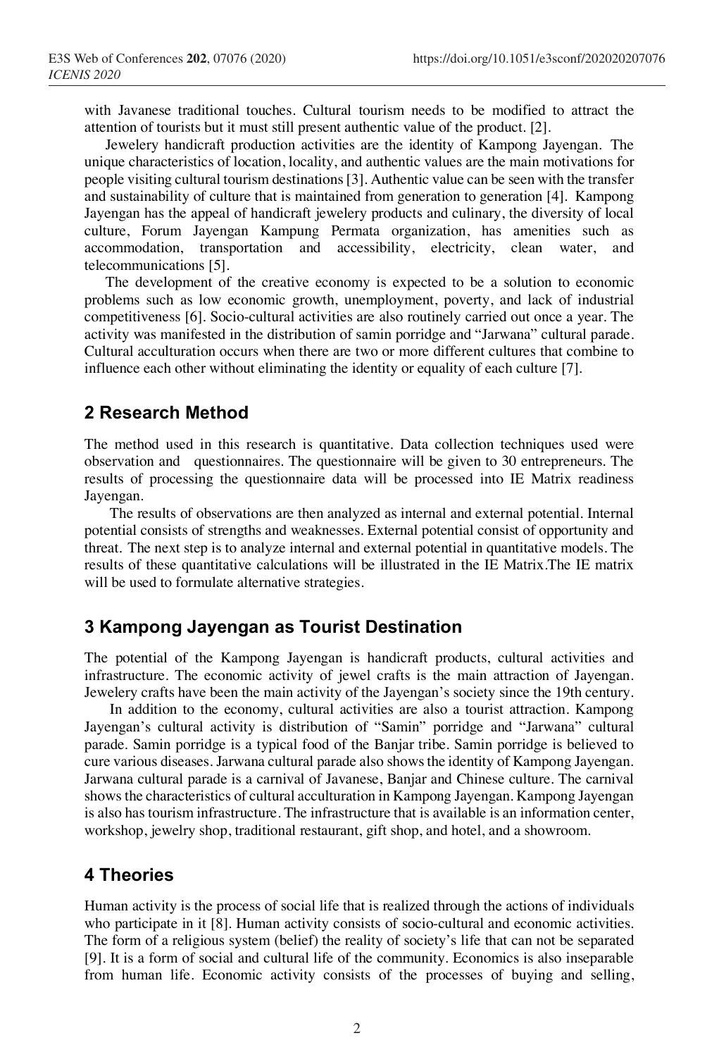with Javanese traditional touches. Cultural tourism needs to be modified to attract the attention of tourists but it must still present authentic value of the product. [2].

Jewelery handicraft production activities are the identity of Kampong Jayengan. The unique characteristics of location, locality, and authentic values are the main motivations for people visiting cultural tourism destinations [3]. Authentic value can be seen with the transfer and sustainability of culture that is maintained from generation to generation [4]. Kampong Jayengan has the appeal of handicraft jewelery products and culinary, the diversity of local culture, Forum Jayengan Kampung Permata organization, has amenities such as accommodation, transportation and accessibility, electricity, clean water, and telecommunications [5].

The development of the creative economy is expected to be a solution to economic problems such as low economic growth, unemployment, poverty, and lack of industrial competitiveness [6]. Socio-cultural activities are also routinely carried out once a year. The activity was manifested in the distribution of samin porridge and "Jarwana" cultural parade. Cultural acculturation occurs when there are two or more different cultures that combine to influence each other without eliminating the identity or equality of each culture [7].

## 2 Research Method

The method used in this research is quantitative. Data collection techniques used were observation and questionnaires. The questionnaire will be given to 30 entrepreneurs. The results of processing the questionnaire data will be processed into IE Matrix readiness Jayengan.

The results of observations are then analyzed as internal and external potential. Internal potential consists of strengths and weaknesses. External potential consist of opportunity and threat. The next step is to analyze internal and external potential in quantitative models. The results of these quantitative calculations will be illustrated in the IE Matrix.The IE matrix will be used to formulate alternative strategies.

## 3 Kampong Jayengan as Tourist Destination

The potential of the Kampong Jayengan is handicraft products, cultural activities and infrastructure. The economic activity of jewel crafts is the main attraction of Jayengan. Jewelery crafts have been the main activity of the Jayengan's society since the 19th century.

In addition to the economy, cultural activities are also a tourist attraction. Kampong Jayengan's cultural activity is distribution of "Samin" porridge and "Jarwana" cultural parade. Samin porridge is a typical food of the Banjar tribe. Samin porridge is believed to cure various diseases. Jarwana cultural parade also shows the identity of Kampong Jayengan. Jarwana cultural parade is a carnival of Javanese, Banjar and Chinese culture. The carnival shows the characteristics of cultural acculturation in Kampong Jayengan. Kampong Jayengan is also has tourism infrastructure. The infrastructure that is available is an information center, workshop, jewelry shop, traditional restaurant, gift shop, and hotel, and a showroom.

## 4 Theories

Human activity is the process of social life that is realized through the actions of individuals who participate in it [8]. Human activity consists of socio-cultural and economic activities. The form of a religious system (belief) the reality of society's life that can not be separated [9]. It is a form of social and cultural life of the community. Economics is also inseparable from human life. Economic activity consists of the processes of buying and selling,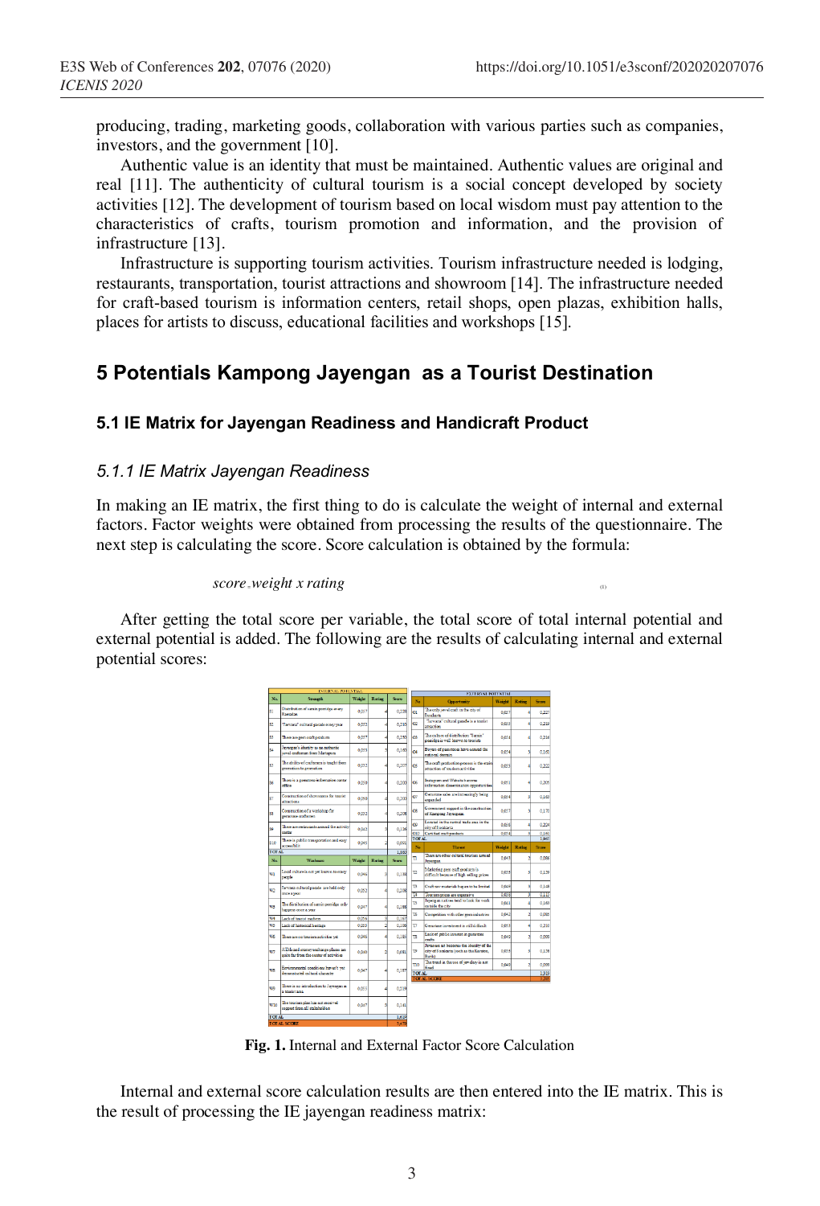producing, trading, marketing goods, collaboration with various parties such as companies, investors, and the government [10].

Authentic value is an identity that must be maintained. Authentic values are original and real [11]. The authenticity of cultural tourism is a social concept developed by society activities [12]. The development of tourism based on local wisdom must pay attention to the characteristics of crafts, tourism promotion and information, and the provision of infrastructure [13].

Infrastructure is supporting tourism activities. Tourism infrastructure needed is lodging, restaurants, transportation, tourist attractions and showroom [14]. The infrastructure needed for craft-based tourism is information centers, retail shops, open plazas, exhibition halls, places for artists to discuss, educational facilities and workshops [15].

## 5 Potentials Kampong Jayengan as a Tourist Destination

### 5.1 IE Matrix for Jayengan Readiness and Handicraft Product

#### *5.1.1 IE Matrix Jayengan Readiness*

In making an IE matrix, the first thing to do is calculate the weight of internal and external factors. Factor weights were obtained from processing the results of the questionnaire. The next step is calculating the score. Score calculation is obtained by the formula:

$$score = weight \times rating \quad (1)$$

After getting the total score per variable, the total score of total internal potential and external potential is added. The following are the results of calculating internal and external potential scores:

| INTERNAL POTENTIAL | | | | |
|---|---|---|---|---|
| No. | Strength | Weight | Rating | Score |
| S1 | Distribution of saman pemidjin every Kecamatan | 0,057 | 4 | 0,228 |
| S2 | "Tarwana" cultural parade every year | 0,053 | 4 | 0,210 |
| S3 | There are gem craft products | 0,057 | 4 | 0,232 |
| S4 | Jayengan's identity as an authentic jewel craftsmen from Martapura | 0,055 | 3 | 0,165 |
| S5 | The ability of craftsmen is taught from generation to generation | 0,052 | 4 | 0,207 |
| S6 | There is a gemstone information center office | 0,050 | 4 | 0,200 |
| S7 | Construction of showrooms for tourist attractions | 0,050 | 4 | 0,200 |
| S8 | Construction of a workshop for gemstone craftsmen | 0,052 | 4 | 0,208 |
| S9 | There are restaurants around the activity center | 0,042 | 3 | 0,126 |
| S10 | There is public transportation and easy accessibility | 0,045 | 2 | 0,090 |
| TOTAL | | | | 1,882 |
| No. | Weakness | Weight | Rating | Score |
| W1 | Local culture is not yet known to many people | 0,046 | 3 | 0,138 |
| W2 | Tarwana cultural parade are held only once a year | 0,052 | 4 | 0,208 |
| W3 | The distribution of saman pemidjin is happen once a year | 0,047 | 4 | 0,188 |
| W4 | Lack of tourist markets | 0,056 | 3 | 0,167 |
| W5 | Lack of historical heritage | 0,053 | 2 | 0,106 |
| W6 | There are no tourism activities yet | 0,046 | 4 | 0,185 |
| W7 | ATMs and money exchange places are quite far from the center of activities | 0,040 | 2 | 0,081 |
| W8 | Environmental conditions haven't yet demonstrated cultural character | 0,047 | 4 | 0,187 |
| W9 | There is no introduction to Jayengan as a tourist area | 0,055 | 4 | 0,219 |
| W10 | The tourism plan has not received support from all stakeholders | 0,047 | 3 | 0,141 |
| TOTAL | | | | 1,619 |
| TOTAL SCORE | | | | 3,479 |

| EXTERNAL POTENTIAL | | | | |
|---|---|---|---|---|
| No. | Opportunity | Weight | Rating | Score |
| O1 | The only jewel craft in the city of Surakarta | 0,057 | 4 | 0,227 |
| O2 | "Tarwana" cultural parade is a tourist attraction | 0,055 | 4 | 0,219 |
| O3 | The culture of distribution "Saman" gemstone is well known to tourists | 0,054 | 4 | 0,216 |
| O4 | Buyers of gemstones have entered the national domain | 0,054 | 3 | 0,163 |
| O5 | The craft production process is the main attraction of tourism activities | 0,055 | 4 | 0,222 |
| O6 | Instagram and WhatsApp across information dissemination opportunities | 0,051 | 4 | 0,205 |
| O7 | Gemstone sales are increasingly being expanded | 0,054 | 3 | 0,163 |
| O8 | Government support in the construction of Kampong Jayengan | 0,057 | 3 | 0,170 |
| O9 | Located in the central trade area in the city of Surakarta | 0,056 | 4 | 0,224 |
| O10 | Certified craft products | 0,054 | 3 | 0,163 |
| TOTAL | | | | 1,960 |
| No. | Threat | Weight | Rating | Score |
| T1 | There are other cultural tourism around Jayengan | 0,043 | 2 | 0,086 |
| T2 | Marketing gem craft products is difficult because of high selling prices | 0,053 | 3 | 0,159 |
| T3 | Craft raw materials begin to be limited | 0,049 | 3 | 0,148 |
| T4 | Fuel gem prices are expensive | 0,038 | 3 | 0,115 |
| T5 | Jayengan natives tend to look for work outside the city | 0,053 | 3 | 0,160 |
| T6 | Competition with other gem industries | 0,042 | 2 | 0,085 |
| T7 | Gemstone investment is still difficult | 0,053 | 4 | 0,210 |
| T8 | Lack of public interest in gemstone crafts | 0,049 | 2 | 0,098 |
| T9 | Jayengan not become the identity of the city of Surakarta (such as the Kasunan, Batik) | 0,053 | 3 | 0,159 |
| T10 | The trend in the use of jewelry is not fixed | 0,049 | 2 | 0,098 |
| TOTAL | | | | 1,319 |
| TOTAL SCORE | | | | 3,279 |

**Fig. 1.** Internal and External Factor Score Calculation

Internal and external score calculation results are then entered into the IE matrix. This is the result of processing the IE jayengan readiness matrix: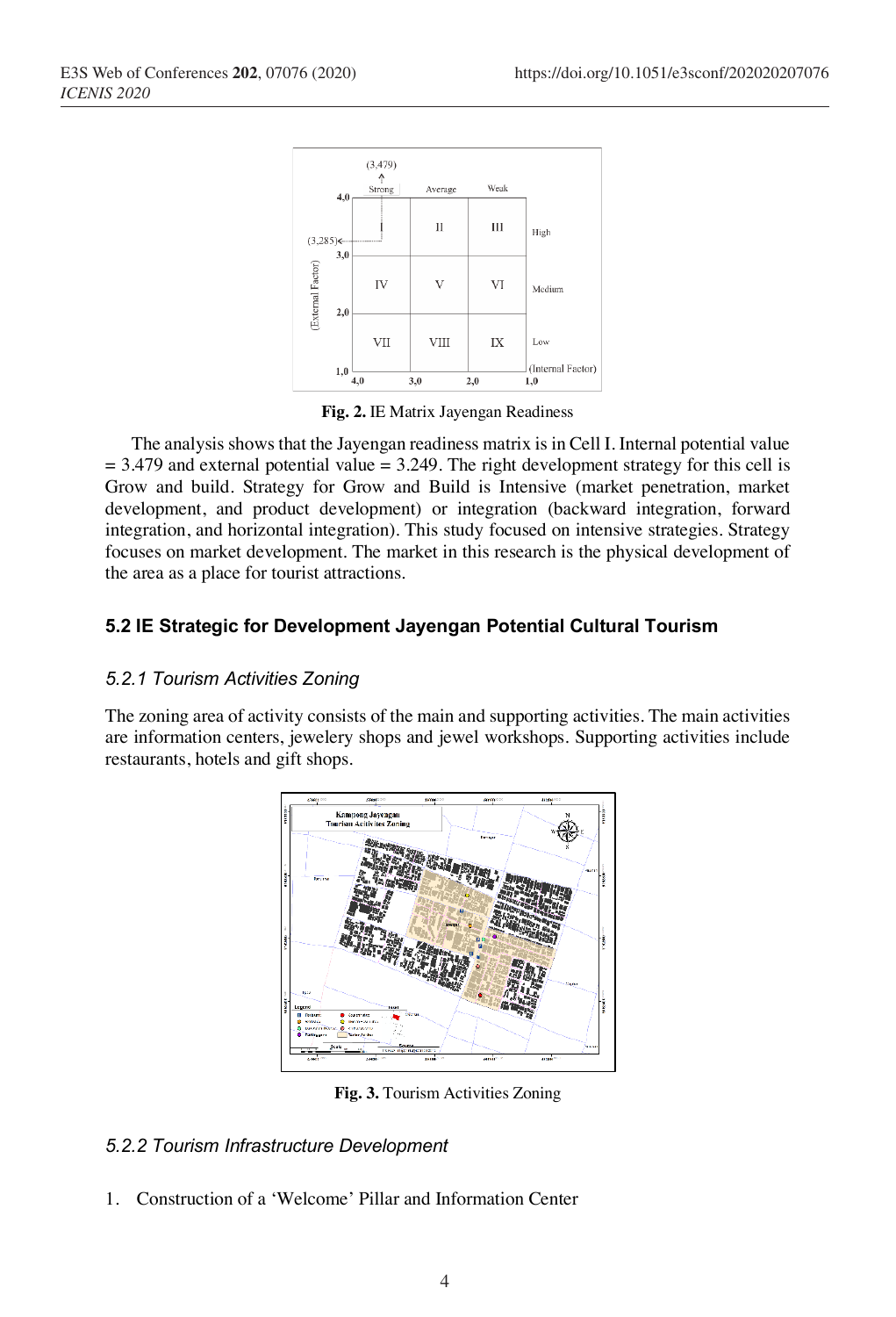**Fig. 2.** IE Matrix Jayengan Readiness

The analysis shows that the Jayengan readiness matrix is in Cell I. Internal potential value = 3.479 and external potential value = 3.249. The right development strategy for this cell is Grow and build. Strategy for Grow and Build is Intensive (market penetration, market development, and product development) or integration (backward integration, forward integration, and horizontal integration). This study focused on intensive strategies. Strategy focuses on market development. The market in this research is the physical development of the area as a place for tourist attractions.

### 5.2 IE Strategic for Development Jayengan Potential Cultural Tourism

#### *5.2.1 Tourism Activities Zoning*

The zoning area of activity consists of the main and supporting activities. The main activities are information centers, jewelery shops and jewel workshops. Supporting activities include restaurants, hotels and gift shops.

**Fig. 3.** Tourism Activities Zoning

#### *5.2.2 Tourism Infrastructure Development*

1. Construction of a 'Welcome' Pillar and Information Center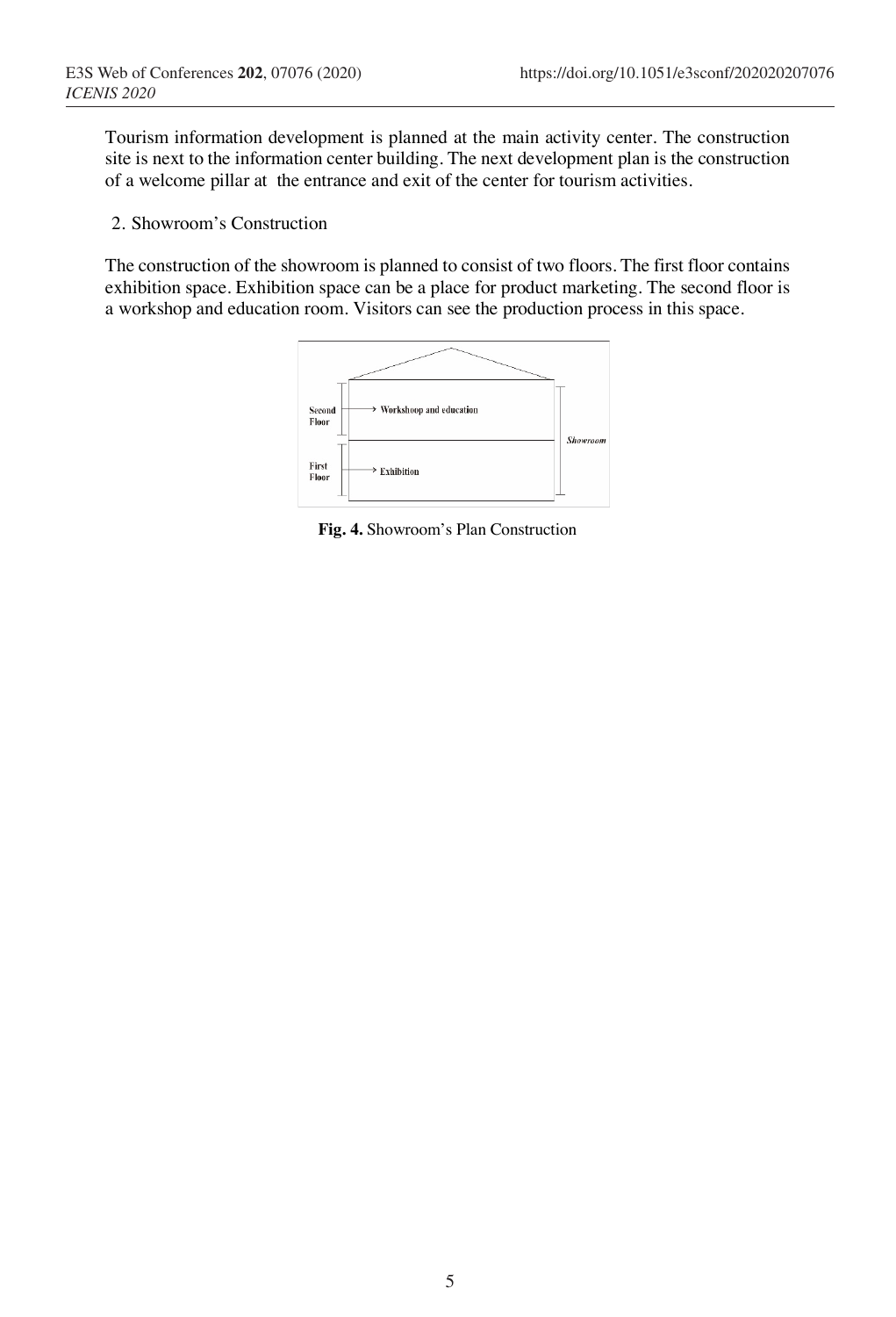Tourism information development is planned at the main activity center. The construction site is next to the information center building. The next development plan is the construction of a welcome pillar at the entrance and exit of the center for tourism activities.

2. Showroom's Construction

The construction of the showroom is planned to consist of two floors. The first floor contains exhibition space. Exhibition space can be a place for product marketing. The second floor is a workshop and education room. Visitors can see the production process in this space.

**Fig. 4.** Showroom's Plan Construction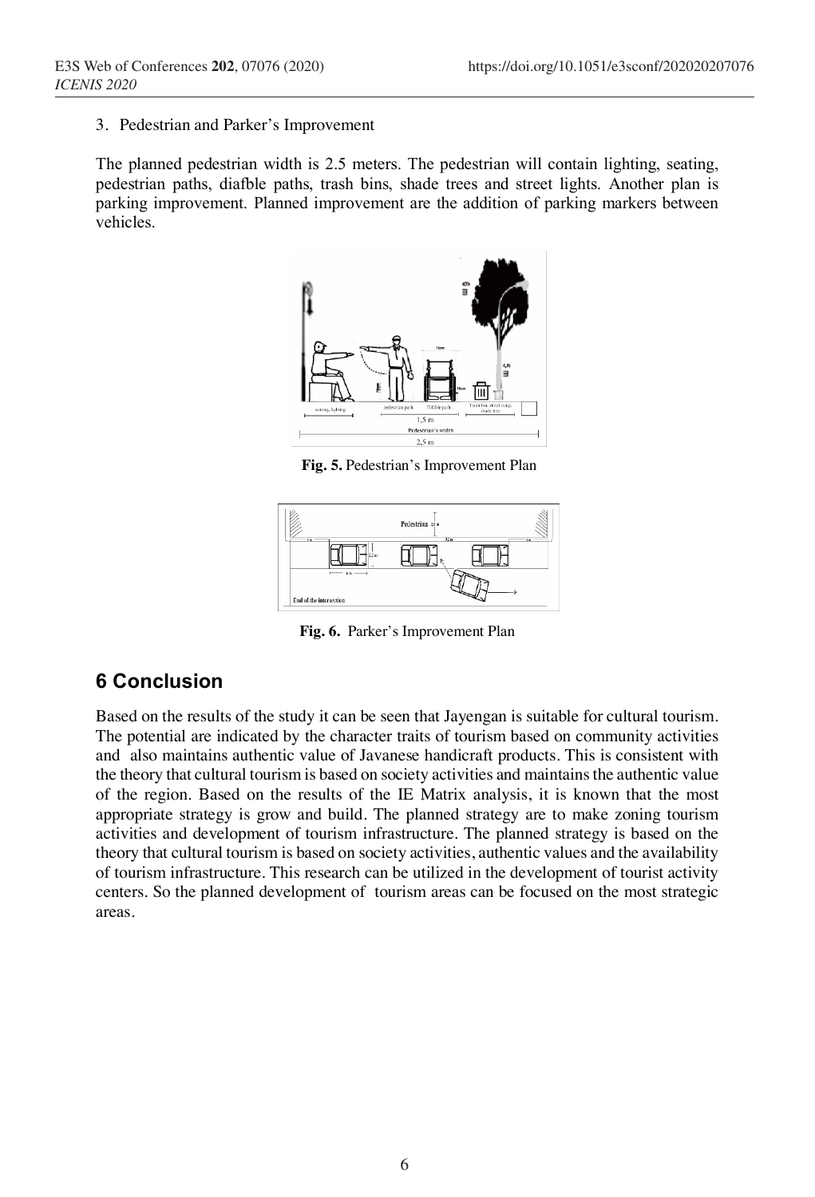3. Pedestrian and Parker's Improvement

The planned pedestrian width is 2.5 meters. The pedestrian will contain lighting, seating, pedestrian paths, diafble paths, trash bins, shade trees and street lights. Another plan is parking improvement. Planned improvement are the addition of parking markers between vehicles.

**Fig. 5.** Pedestrian's Improvement Plan

**Fig. 6.** Parker's Improvement Plan

## 6 Conclusion

Based on the results of the study it can be seen that Jayengan is suitable for cultural tourism. The potential are indicated by the character traits of tourism based on community activities and also maintains authentic value of Javanese handicraft products. This is consistent with the theory that cultural tourism is based on society activities and maintains the authentic value of the region. Based on the results of the IE Matrix analysis, it is known that the most appropriate strategy is grow and build. The planned strategy are to make zoning tourism activities and development of tourism infrastructure. The planned strategy is based on the theory that cultural tourism is based on society activities, authentic values and the availability of tourism infrastructure. This research can be utilized in the development of tourist activity centers. So the planned development of tourism areas can be focused on the most strategic areas.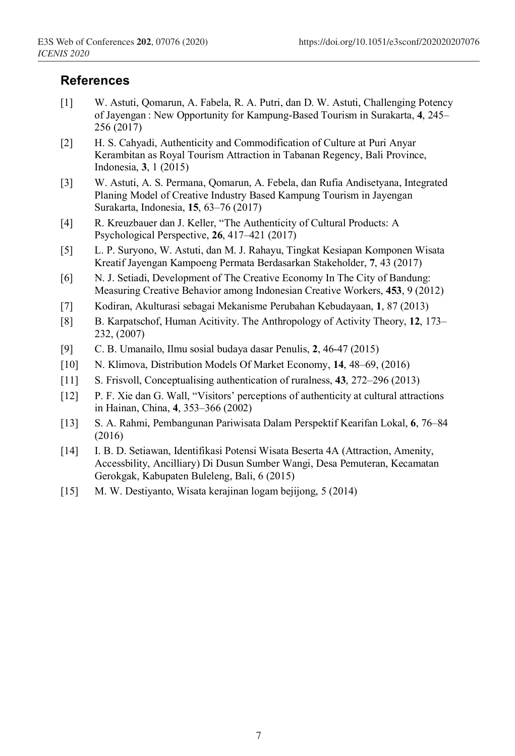## References

[1] W. Astuti, Qomarun, A. Fabela, R. A. Putri, dan D. W. Astuti, Challenging Potency of Jayengan : New Opportunity for Kampung-Based Tourism in Surakarta, **4**, 245–256 (2017)

[2] H. S. Cahyadi, Authenticity and Commodification of Culture at Puri Anyar Kerambitan as Royal Tourism Attraction in Tabanan Regency, Bali Province, Indonesia, **3**, 1 (2015)

[3] W. Astuti, A. S. Permana, Qomarun, A. Febela, dan Rufia Andisetyana, Integrated Planing Model of Creative Industry Based Kampung Tourism in Jayengan Surakarta, Indonesia, **15**, 63–76 (2017)

[4] R. Kreuzbauer dan J. Keller, "The Authenticity of Cultural Products: A Psychological Perspective, **26**, 417–421 (2017)

[5] L. P. Suryono, W. Astuti, dan M. J. Rahayu, Tingkat Kesiapan Komponen Wisata Kreatif Jayengan Kampoeng Permata Berdasarkan Stakeholder, **7**, 43 (2017)

[6] N. J. Setiadi, Development of The Creative Economy In The City of Bandung: Measuring Creative Behavior among Indonesian Creative Workers, **453**, 9 (2012)

[7] Kodiran, Akulturasi sebagai Mekanisme Perubahan Kebudayaan, **1**, 87 (2013)

[8] B. Karpatschof, Human Acitivity. The Anthropology of Activity Theory, **12**, 173–232, (2007)

[9] C. B. Umanailo, Ilmu sosial budaya dasar Penulis, **2**, 46-47 (2015)

[10] N. Klimova, Distribution Models Of Market Economy, **14**, 48–69, (2016)

[11] S. Frisvoll, Conceptualising authentication of ruralness, **43**, 272–296 (2013)

[12] P. F. Xie dan G. Wall, "Visitors' perceptions of authenticity at cultural attractions in Hainan, China, **4**, 353–366 (2002)

[13] S. A. Rahmi, Pembangunan Pariwisata Dalam Perspektif Kearifan Lokal, **6**, 76–84 (2016)

[14] I. B. D. Setiawan, Identifikasi Potensi Wisata Beserta 4A (Attraction, Amenity, Accessbility, Ancilliary) Di Dusun Sumber Wangi, Desa Pemuteran, Kecamatan Gerokgak, Kabupaten Buleleng, Bali, 6 (2015)

[15] M. W. Destiyanto, Wisata kerajinan logam bejijong, 5 (2014)